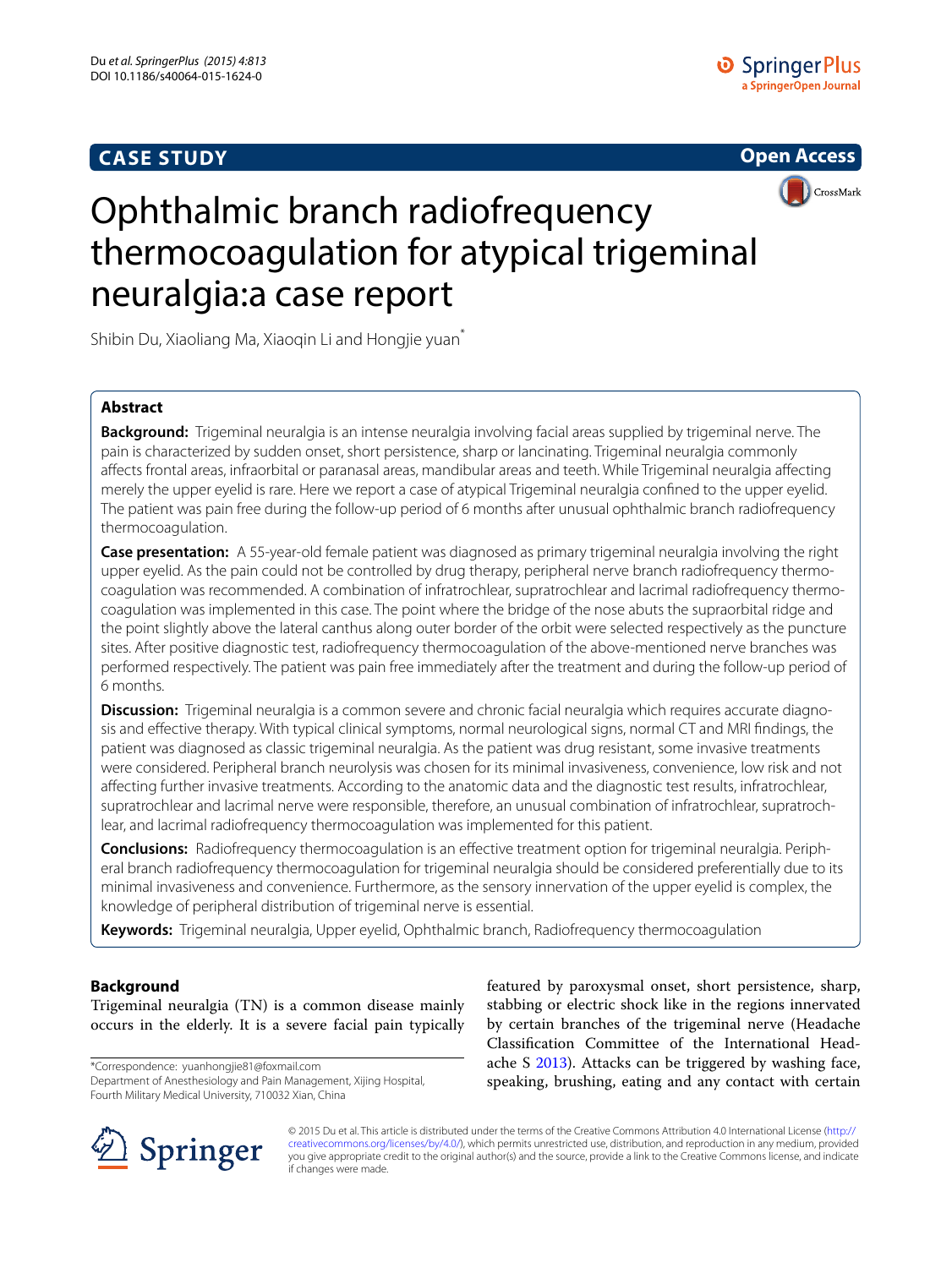CASE STUDY

Open Access

# Ophthalmic branch radiofrequency thermocoagulation for atypical trigeminal neuralgia:a case report

Shibin Du, Xiaoliang Ma, Xiaoqin Li and Hongjie yuan*

## Abstract

**Background:** Trigeminal neuralgia is an intense neuralgia involving facial areas supplied by trigeminal nerve. The pain is characterized by sudden onset, short persistence, sharp or lancinating. Trigeminal neuralgia commonly affects frontal areas, infraorbital or paranasal areas, mandibular areas and teeth. While Trigeminal neuralgia affecting merely the upper eyelid is rare. Here we report a case of atypical Trigeminal neuralgia confined to the upper eyelid. The patient was pain free during the follow-up period of 6 months after unusual ophthalmic branch radiofrequency thermocoagulation.

**Case presentation:** A 55-year-old female patient was diagnosed as primary trigeminal neuralgia involving the right upper eyelid. As the pain could not be controlled by drug therapy, peripheral nerve branch radiofrequency thermocoagulation was recommended. A combination of infratrochlear, supratrochlear and lacrimal radiofrequency thermocoagulation was implemented in this case. The point where the bridge of the nose abuts the supraorbital ridge and the point slightly above the lateral canthus along outer border of the orbit were selected respectively as the puncture sites. After positive diagnostic test, radiofrequency thermocoagulation of the above-mentioned nerve branches was performed respectively. The patient was pain free immediately after the treatment and during the follow-up period of 6 months.

**Discussion:** Trigeminal neuralgia is a common severe and chronic facial neuralgia which requires accurate diagnosis and effective therapy. With typical clinical symptoms, normal neurological signs, normal CT and MRI findings, the patient was diagnosed as classic trigeminal neuralgia. As the patient was drug resistant, some invasive treatments were considered. Peripheral branch neurolysis was chosen for its minimal invasiveness, convenience, low risk and not affecting further invasive treatments. According to the anatomic data and the diagnostic test results, infratrochlear, supratrochlear and lacrimal nerve were responsible, therefore, an unusual combination of infratrochlear, supratrochlear, and lacrimal radiofrequency thermocoagulation was implemented for this patient.

**Conclusions:** Radiofrequency thermocoagulation is an effective treatment option for trigeminal neuralgia. Peripheral branch radiofrequency thermocoagulation for trigeminal neuralgia should be considered preferentially due to its minimal invasiveness and convenience. Furthermore, as the sensory innervation of the upper eyelid is complex, the knowledge of peripheral distribution of trigeminal nerve is essential.

**Keywords:** Trigeminal neuralgia, Upper eyelid, Ophthalmic branch, Radiofrequency thermocoagulation

## Background

Trigeminal neuralgia (TN) is a common disease mainly occurs in the elderly. It is a severe facial pain typically featured by paroxysmal onset, short persistence, sharp, stabbing or electric shock like in the regions innervated by certain branches of the trigeminal nerve (Headache Classification Committee of the International Headache S 2013). Attacks can be triggered by washing face, speaking, brushing, eating and any contact with certain

*Correspondence: yuanhongjie81@foxmail.com
Department of Anesthesiology and Pain Management, Xijing Hospital, Fourth Military Medical University, 710032 Xian, China

© 2015 Du et al. This article is distributed under the terms of the Creative Commons Attribution 4.0 International License (http://creativecommons.org/licenses/by/4.0/), which permits unrestricted use, distribution, and reproduction in any medium, provided you give appropriate credit to the original author(s) and the source, provide a link to the Creative Commons license, and indicate if changes were made.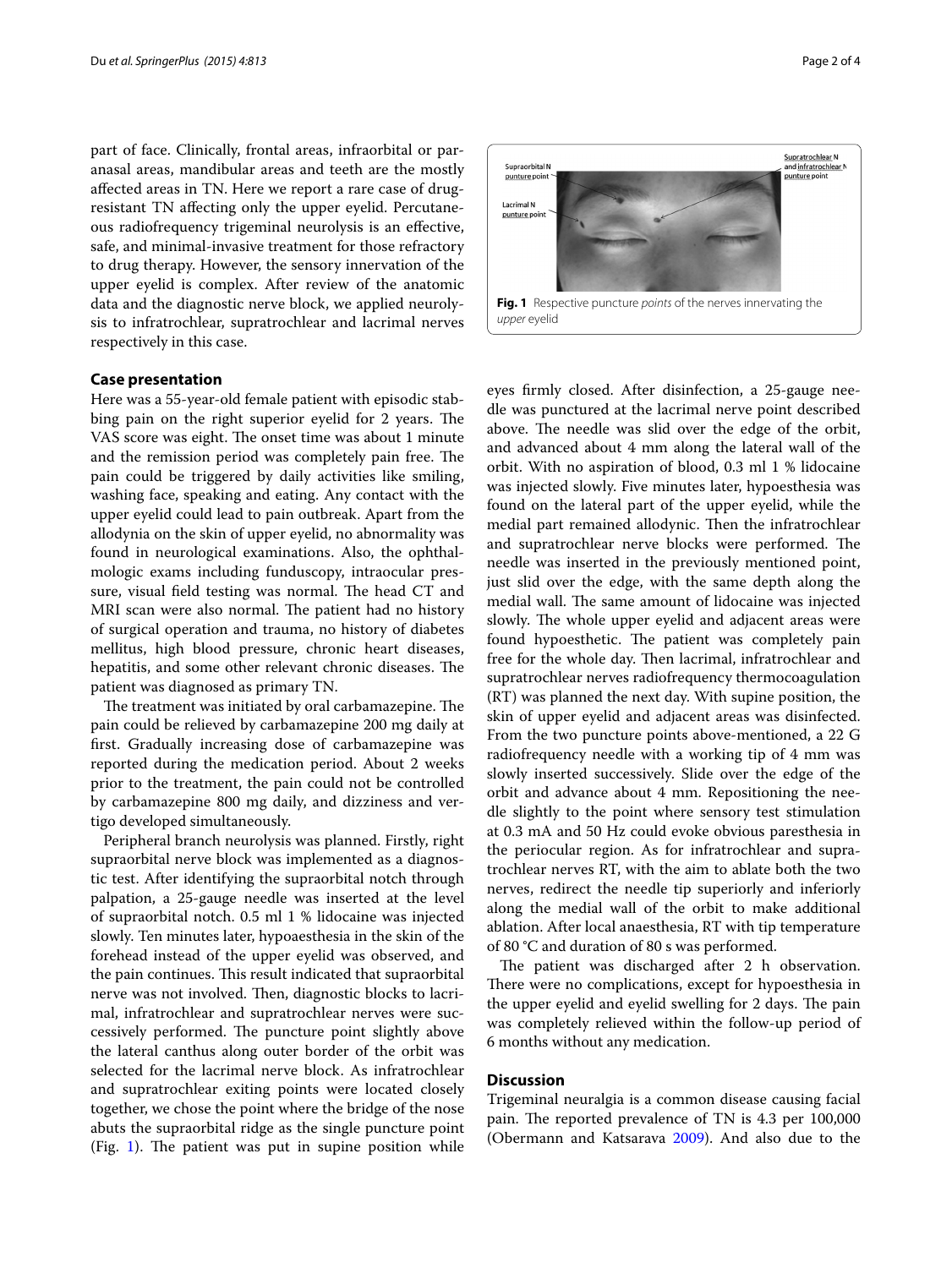part of face. Clinically, frontal areas, infraorbital or paranasal areas, mandibular areas and teeth are the mostly affected areas in TN. Here we report a rare case of drug-resistant TN affecting only the upper eyelid. Percutaneous radiofrequency trigeminal neurolysis is an effective, safe, and minimal-invasive treatment for those refractory to drug therapy. However, the sensory innervation of the upper eyelid is complex. After review of the anatomic data and the diagnostic nerve block, we applied neurolysis to infratrochlear, supratrochlear and lacrimal nerves respectively in this case.

## Case presentation

Here was a 55-year-old female patient with episodic stabbing pain on the right superior eyelid for 2 years. The VAS score was eight. The onset time was about 1 minute and the remission period was completely pain free. The pain could be triggered by daily activities like smiling, washing face, speaking and eating. Any contact with the upper eyelid could lead to pain outbreak. Apart from the allodynia on the skin of upper eyelid, no abnormality was found in neurological examinations. Also, the ophthalmologic exams including funduscopy, intraocular pressure, visual field testing was normal. The head CT and MRI scan were also normal. The patient had no history of surgical operation and trauma, no history of diabetes mellitus, high blood pressure, chronic heart diseases, hepatitis, and some other relevant chronic diseases. The patient was diagnosed as primary TN.

The treatment was initiated by oral carbamazepine. The pain could be relieved by carbamazepine 200 mg daily at first. Gradually increasing dose of carbamazepine was reported during the medication period. About 2 weeks prior to the treatment, the pain could not be controlled by carbamazepine 800 mg daily, and dizziness and vertigo developed simultaneously.

Peripheral branch neurolysis was planned. Firstly, right supraorbital nerve block was implemented as a diagnostic test. After identifying the supraorbital notch through palpation, a 25-gauge needle was inserted at the level of supraorbital notch. 0.5 ml 1 % lidocaine was injected slowly. Ten minutes later, hypoaesthesia in the skin of the forehead instead of the upper eyelid was observed, and the pain continues. This result indicated that supraorbital nerve was not involved. Then, diagnostic blocks to lacrimal, infratrochlear and supratrochlear nerves were successively performed. The puncture point slightly above the lateral canthus along outer border of the orbit was selected for the lacrimal nerve block. As infratrochlear and supratrochlear exiting points were located closely together, we chose the point where the bridge of the nose abuts the supraorbital ridge as the single puncture point (Fig. 1). The patient was put in supine position while eyes firmly closed. After disinfection, a 25-gauge needle was punctured at the lacrimal nerve point described above. The needle was slid over the edge of the orbit, and advanced about 4 mm along the lateral wall of the orbit. With no aspiration of blood, 0.3 ml 1 % lidocaine was injected slowly. Five minutes later, hypoesthesia was found on the lateral part of the upper eyelid, while the medial part remained allodynic. Then the infratrochlear and supratrochlear nerve blocks were performed. The needle was inserted in the previously mentioned point, just slid over the edge, with the same depth along the medial wall. The same amount of lidocaine was injected slowly. The whole upper eyelid and adjacent areas were found hypoesthetic. The patient was completely pain free for the whole day. Then lacrimal, infratrochlear and supratrochlear nerves radiofrequency thermocoagulation (RT) was planned the next day. With supine position, the skin of upper eyelid and adjacent areas was disinfected. From the two puncture points above-mentioned, a 22 G radiofrequency needle with a working tip of 4 mm was slowly inserted successively. Slide over the edge of the orbit and advance about 4 mm. Repositioning the needle slightly to the point where sensory test stimulation at 0.3 mA and 50 Hz could evoke obvious paresthesia in the periocular region. As for infratrochlear and supratrochlear nerves RT, with the aim to ablate both the two nerves, redirect the needle tip superiorly and inferiorly along the medial wall of the orbit to make additional ablation. After local anaesthesia, RT with tip temperature of 80 °C and duration of 80 s was performed.

Supraorbital N punture point

Lacrimal N punture point

Supratrochlear N and infratrochlear N punture point

**Fig. 1** Respective puncture *points* of the nerves innervating the *upper* eyelid

The patient was discharged after 2 h observation. There were no complications, except for hypoesthesia in the upper eyelid and eyelid swelling for 2 days. The pain was completely relieved within the follow-up period of 6 months without any medication.

## Discussion

Trigeminal neuralgia is a common disease causing facial pain. The reported prevalence of TN is 4.3 per 100,000 (Obermann and Katsarava 2009). And also due to the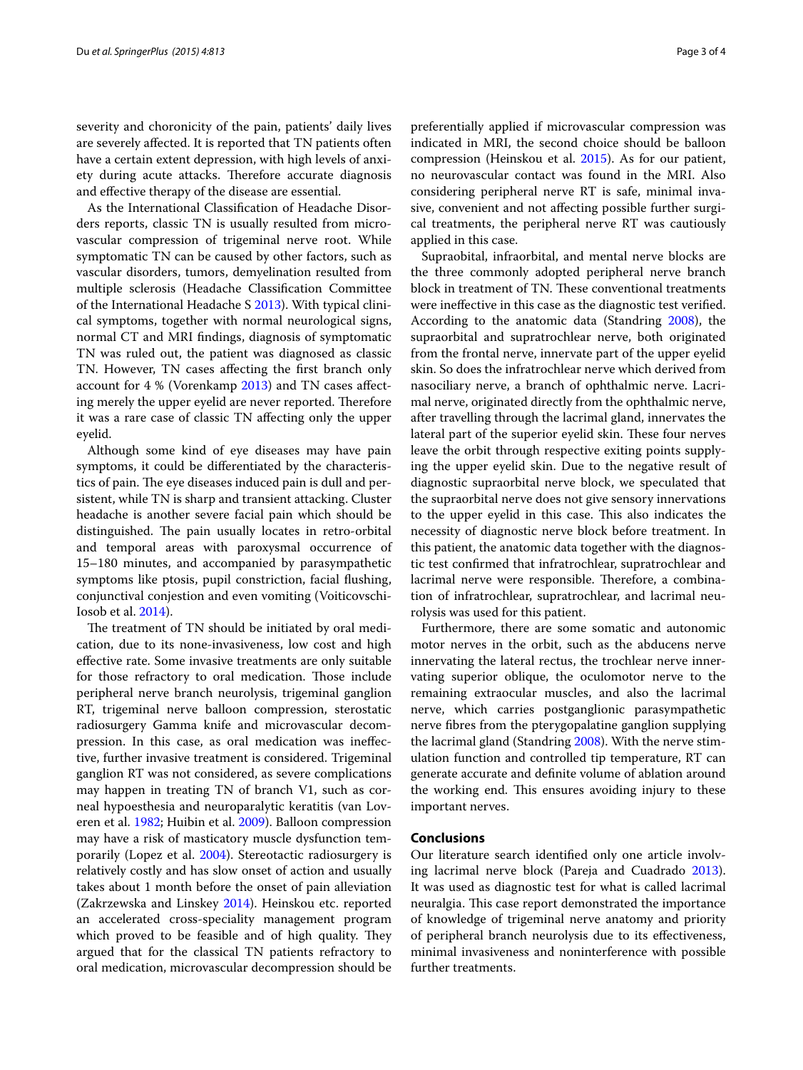severity and choronicity of the pain, patients' daily lives are severely affected. It is reported that TN patients often have a certain extent depression, with high levels of anxiety during acute attacks. Therefore accurate diagnosis and effective therapy of the disease are essential.

As the International Classification of Headache Disorders reports, classic TN is usually resulted from microvascular compression of trigeminal nerve root. While symptomatic TN can be caused by other factors, such as vascular disorders, tumors, demyelination resulted from multiple sclerosis (Headache Classification Committee of the International Headache S 2013). With typical clinical symptoms, together with normal neurological signs, normal CT and MRI findings, diagnosis of symptomatic TN was ruled out, the patient was diagnosed as classic TN. However, TN cases affecting the first branch only account for 4 % (Vorenkamp 2013) and TN cases affecting merely the upper eyelid are never reported. Therefore it was a rare case of classic TN affecting only the upper eyelid.

Although some kind of eye diseases may have pain symptoms, it could be differentiated by the characteristics of pain. The eye diseases induced pain is dull and persistent, while TN is sharp and transient attacking. Cluster headache is another severe facial pain which should be distinguished. The pain usually locates in retro-orbital and temporal areas with paroxysmal occurrence of 15–180 minutes, and accompanied by parasympathetic symptoms like ptosis, pupil constriction, facial flushing, conjunctival conjestion and even vomiting (Voiticovschi-Iosob et al. 2014).

The treatment of TN should be initiated by oral medication, due to its none-invasiveness, low cost and high effective rate. Some invasive treatments are only suitable for those refractory to oral medication. Those include peripheral nerve branch neurolysis, trigeminal ganglion RT, trigeminal nerve balloon compression, sterostatic radiosurgery Gamma knife and microvascular decompression. In this case, as oral medication was ineffective, further invasive treatment is considered. Trigeminal ganglion RT was not considered, as severe complications may happen in treating TN of branch V1, such as corneal hypoesthesia and neuroparalytic keratitis (van Loveren et al. 1982; Huibin et al. 2009). Balloon compression may have a risk of masticatory muscle dysfunction temporarily (Lopez et al. 2004). Stereotactic radiosurgery is relatively costly and has slow onset of action and usually takes about 1 month before the onset of pain alleviation (Zakrzewska and Linskey 2014). Heinskou etc. reported an accelerated cross-speciality management program which proved to be feasible and of high quality. They argued that for the classical TN patients refractory to oral medication, microvascular decompression should be preferentially applied if microvascular compression was indicated in MRI, the second choice should be balloon compression (Heinskou et al. 2015). As for our patient, no neurovascular contact was found in the MRI. Also considering peripheral nerve RT is safe, minimal invasive, convenient and not affecting possible further surgical treatments, the peripheral nerve RT was cautiously applied in this case.

Supraobital, infraorbital, and mental nerve blocks are the three commonly adopted peripheral nerve branch block in treatment of TN. These conventional treatments were ineffective in this case as the diagnostic test verified. According to the anatomic data (Standring 2008), the supraorbital and supratrochlear nerve, both originated from the frontal nerve, innervate part of the upper eyelid skin. So does the infratrochlear nerve which derived from nasociliary nerve, a branch of ophthalmic nerve. Lacrimal nerve, originated directly from the ophthalmic nerve, after travelling through the lacrimal gland, innervates the lateral part of the superior eyelid skin. These four nerves leave the orbit through respective exiting points supplying the upper eyelid skin. Due to the negative result of diagnostic supraorbital nerve block, we speculated that the supraorbital nerve does not give sensory innervations to the upper eyelid in this case. This also indicates the necessity of diagnostic nerve block before treatment. In this patient, the anatomic data together with the diagnostic test confirmed that infratrochlear, supratrochlear and lacrimal nerve were responsible. Therefore, a combination of infratrochlear, supratrochlear, and lacrimal neurolysis was used for this patient.

Furthermore, there are some somatic and autonomic motor nerves in the orbit, such as the abducens nerve innervating the lateral rectus, the trochlear nerve innervating superior oblique, the oculomotor nerve to the remaining extraocular muscles, and also the lacrimal nerve, which carries postganglionic parasympathetic nerve fibres from the pterygopalatine ganglion supplying the lacrimal gland (Standring 2008). With the nerve stimulation function and controlled tip temperature, RT can generate accurate and definite volume of ablation around the working end. This ensures avoiding injury to these important nerves.

## Conclusions

Our literature search identified only one article involving lacrimal nerve block (Pareja and Cuadrado 2013). It was used as diagnostic test for what is called lacrimal neuralgia. This case report demonstrated the importance of knowledge of trigeminal nerve anatomy and priority of peripheral branch neurolysis due to its effectiveness, minimal invasiveness and noninterference with possible further treatments.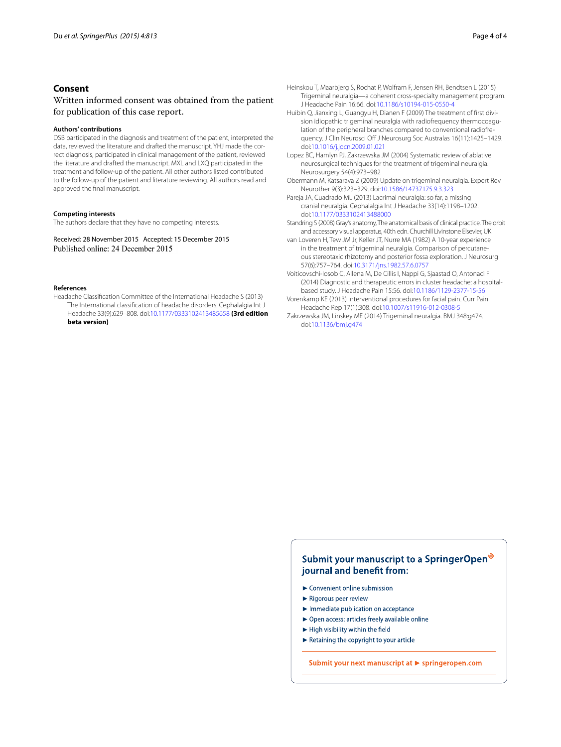## Consent

Written informed consent was obtained from the patient for publication of this case report.

### Authors' contributions

DSB participated in the diagnosis and treatment of the patient, interpreted the data, reviewed the literature and drafted the manuscript. YHJ made the correct diagnosis, participated in clinical management of the patient, reviewed the literature and drafted the manuscript. MXL and LXQ participated in the treatment and follow-up of the patient. All other authors listed contributed to the follow-up of the patient and literature reviewing. All authors read and approved the final manuscript.

### Competing interests

The authors declare that they have no competing interests.

Received: 28 November 2015 Accepted: 15 December 2015
Published online: 24 December 2015

## References

Headache Classification Committee of the International Headache S (2013) The International classification of headache disorders. Cephalalgia Int J Headache 33(9):629–808. doi:10.1177/0333102413485658 **(3rd edition beta version)**

Heinskou T, Maarbjerg S, Rochat P, Wolfram F, Jensen RH, Bendtsen L (2015) Trigeminal neuralgia—a coherent cross-specialty management program. J Headache Pain 16:66. doi:10.1186/s10194-015-0550-4

Huibin Q, Jianxing L, Guangyu H, Dianen F (2009) The treatment of first division idiopathic trigeminal neuralgia with radiofrequency thermocoagulation of the peripheral branches compared to conventional radiofrequency. J Clin Neurosci Off J Neurosurg Soc Australas 16(11):1425–1429. doi:10.1016/j.jocn.2009.01.021

Lopez BC, Hamlyn PJ, Zakrzewska JM (2004) Systematic review of ablative neurosurgical techniques for the treatment of trigeminal neuralgia. Neurosurgery 54(4):973–982

Obermann M, Katsarava Z (2009) Update on trigeminal neuralgia. Expert Rev Neurother 9(3):323–329. doi:10.1586/14737175.9.3.323

Pareja JA, Cuadrado ML (2013) Lacrimal neuralgia: so far, a missing cranial neuralgia. Cephalalgia Int J Headache 33(14):1198–1202. doi:10.1177/0333102413488000

Standring S (2008) Gray's anatomy, The anatomical basis of clinical practice. The orbit and accessory visual apparatus, 40th edn. Churchill Livinstone Elsevier, UK

van Loveren H, Tew JM Jr, Keller JT, Nurre MA (1982) A 10-year experience in the treatment of trigeminal neuralgia. Comparison of percutaneous stereotaxic rhizotomy and posterior fossa exploration. J Neurosurg 57(6):757–764. doi:10.3171/jns.1982.57.6.0757

Voiticovschi-Iosob C, Allena M, De Cillis I, Nappi G, Sjaastad O, Antonaci F (2014) Diagnostic and therapeutic errors in cluster headache: a hospital-based study. J Headache Pain 15:56. doi:10.1186/1129-2377-15-56

Vorenkamp KE (2013) Interventional procedures for facial pain. Curr Pain Headache Rep 17(1):308. doi:10.1007/s11916-012-0308-5

Zakrzewska JM, Linskey ME (2014) Trigeminal neuralgia. BMJ 348:g474. doi:10.1136/bmj.g474

**Submit your manuscript to a SpringerOpen journal and benefit from:**

- Convenient online submission
- Rigorous peer review
- Immediate publication on acceptance
- Open access: articles freely available online
- High visibility within the field
- Retaining the copyright to your article

**Submit your next manuscript at ► springeropen.com**